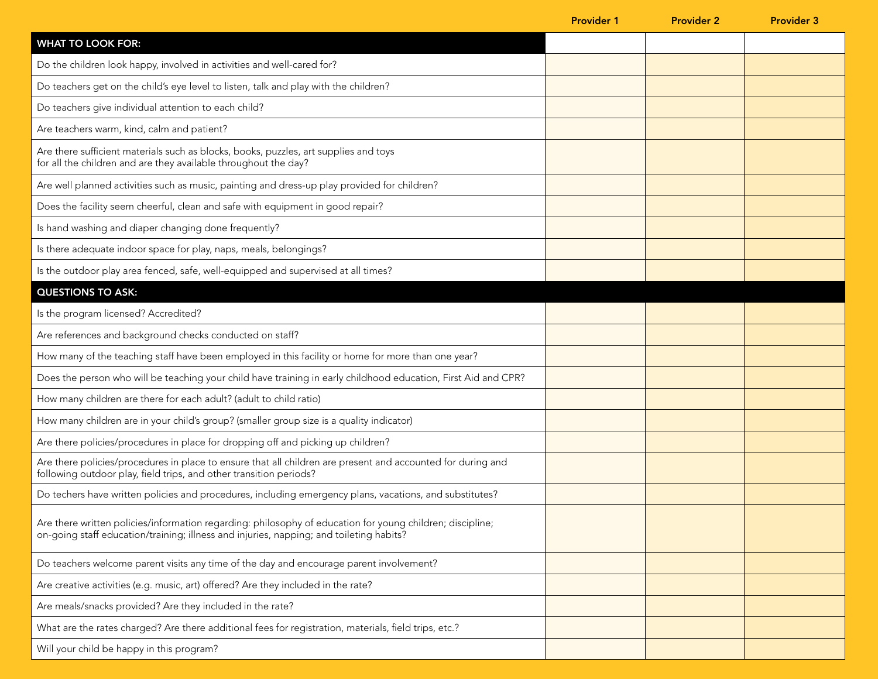| | Provider 1 | Provider 2 | Provider 3 |
|---|---|---|---|
| **WHAT TO LOOK FOR:** | | | |
| Do the children look happy, involved in activities and well-cared for? | | | |
| Do teachers get on the child's eye level to listen, talk and play with the children? | | | |
| Do teachers give individual attention to each child? | | | |
| Are teachers warm, kind, calm and patient? | | | |
| Are there sufficient materials such as blocks, books, puzzles, art supplies and toys for all the children and are they available throughout the day? | | | |
| Are well planned activities such as music, painting and dress-up play provided for children? | | | |
| Does the facility seem cheerful, clean and safe with equipment in good repair? | | | |
| Is hand washing and diaper changing done frequently? | | | |
| Is there adequate indoor space for play, naps, meals, belongings? | | | |
| Is the outdoor play area fenced, safe, well-equipped and supervised at all times? | | | |
| **QUESTIONS TO ASK:** | | | |
| Is the program licensed? Accredited? | | | |
| Are references and background checks conducted on staff? | | | |
| How many of the teaching staff have been employed in this facility or home for more than one year? | | | |
| Does the person who will be teaching your child have training in early childhood education, First Aid and CPR? | | | |
| How many children are there for each adult? (adult to child ratio) | | | |
| How many children are in your child's group? (smaller group size is a quality indicator) | | | |
| Are there policies/procedures in place for dropping off and picking up children? | | | |
| Are there policies/procedures in place to ensure that all children are present and accounted for during and following outdoor play, field trips, and other transition periods? | | | |
| Do techers have written policies and procedures, including emergency plans, vacations, and substitutes? | | | |
| Are there written policies/information regarding: philosophy of education for young children; discipline; on-going staff education/training; illness and injuries, napping; and toileting habits? | | | |
| Do teachers welcome parent visits any time of the day and encourage parent involvement? | | | |
| Are creative activities (e.g. music, art) offered? Are they included in the rate? | | | |
| Are meals/snacks provided? Are they included in the rate? | | | |
| What are the rates charged? Are there additional fees for registration, materials, field trips, etc.? | | | |
| Will your child be happy in this program? | | | |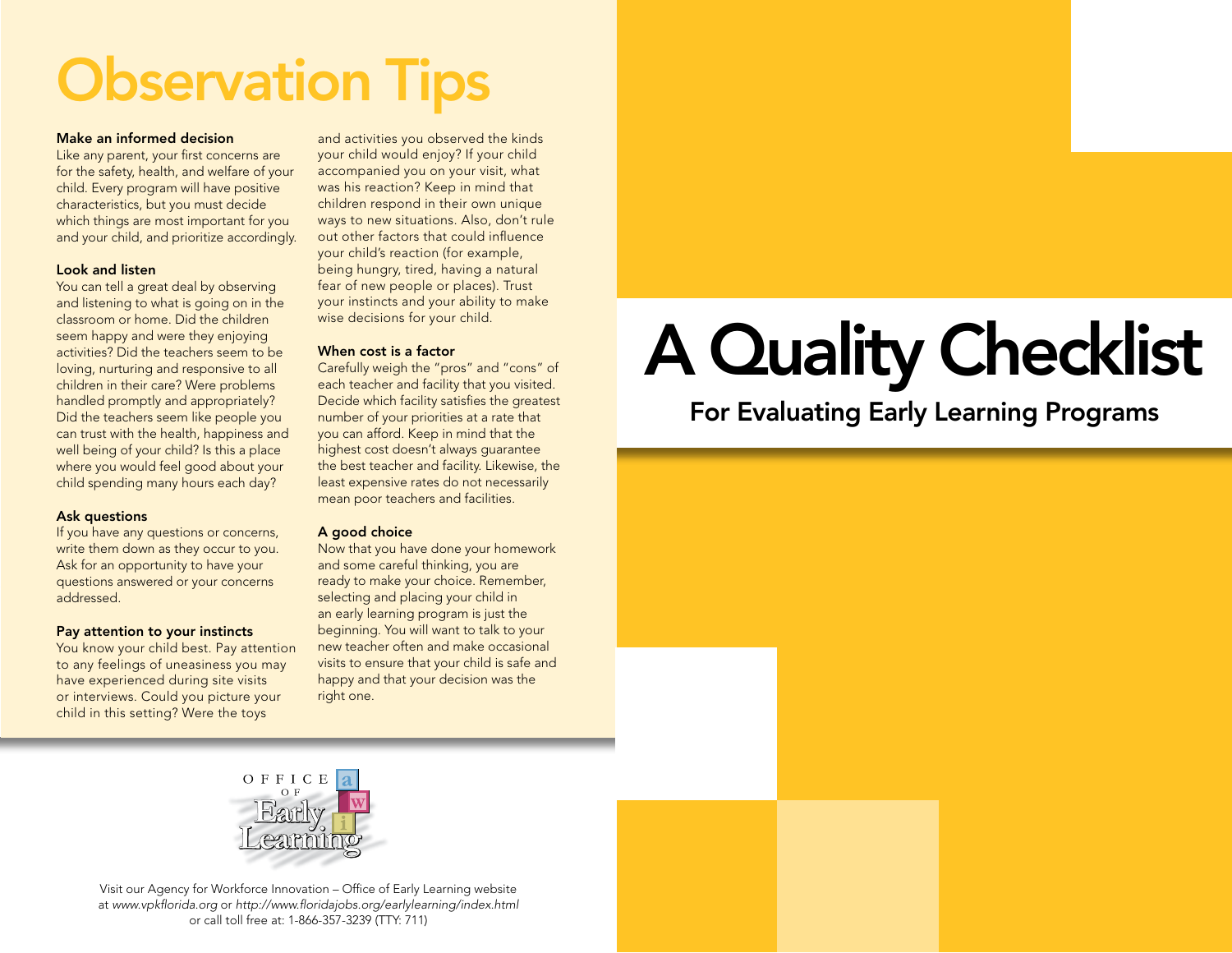# Observation Tips

**Make an informed decision**
Like any parent, your first concerns are for the safety, health, and welfare of your child. Every program will have positive characteristics, but you must decide which things are most important for you and your child, and prioritize accordingly.

**Look and listen**
You can tell a great deal by observing and listening to what is going on in the classroom or home. Did the children seem happy and were they enjoying activities? Did the teachers seem to be loving, nurturing and responsive to all children in their care? Were problems handled promptly and appropriately? Did the teachers seem like people you can trust with the health, happiness and well being of your child? Is this a place where you would feel good about your child spending many hours each day?

**Ask questions**
If you have any questions or concerns, write them down as they occur to you. Ask for an opportunity to have your questions answered or your concerns addressed.

**Pay attention to your instincts**
You know your child best. Pay attention to any feelings of uneasiness you may have experienced during site visits or interviews. Could you picture your child in this setting? Were the toys and activities you observed the kinds your child would enjoy? If your child accompanied you on your visit, what was his reaction? Keep in mind that children respond in their own unique ways to new situations. Also, don't rule out other factors that could influence your child's reaction (for example, being hungry, tired, having a natural fear of new people or places). Trust your instincts and your ability to make wise decisions for your child.

**When cost is a factor**
Carefully weigh the "pros" and "cons" of each teacher and facility that you visited. Decide which facility satisfies the greatest number of your priorities at a rate that you can afford. Keep in mind that the highest cost doesn't always guarantee the best teacher and facility. Likewise, the least expensive rates do not necessarily mean poor teachers and facilities.

**A good choice**
Now that you have done your homework and some careful thinking, you are ready to make your choice. Remember, selecting and placing your child in an early learning program is just the beginning. You will want to talk to your new teacher often and make occasional visits to ensure that your child is safe and happy and that your decision was the right one.

OFFICE OF Early Learning

Visit our Agency for Workforce Innovation – Office of Early Learning website at *www.vpkflorida.org* or *http://www.floridajobs.org/earlylearning/index.html* or call toll free at: 1-866-357-3239 (TTY: 711)

# A Quality Checklist

## For Evaluating Early Learning Programs